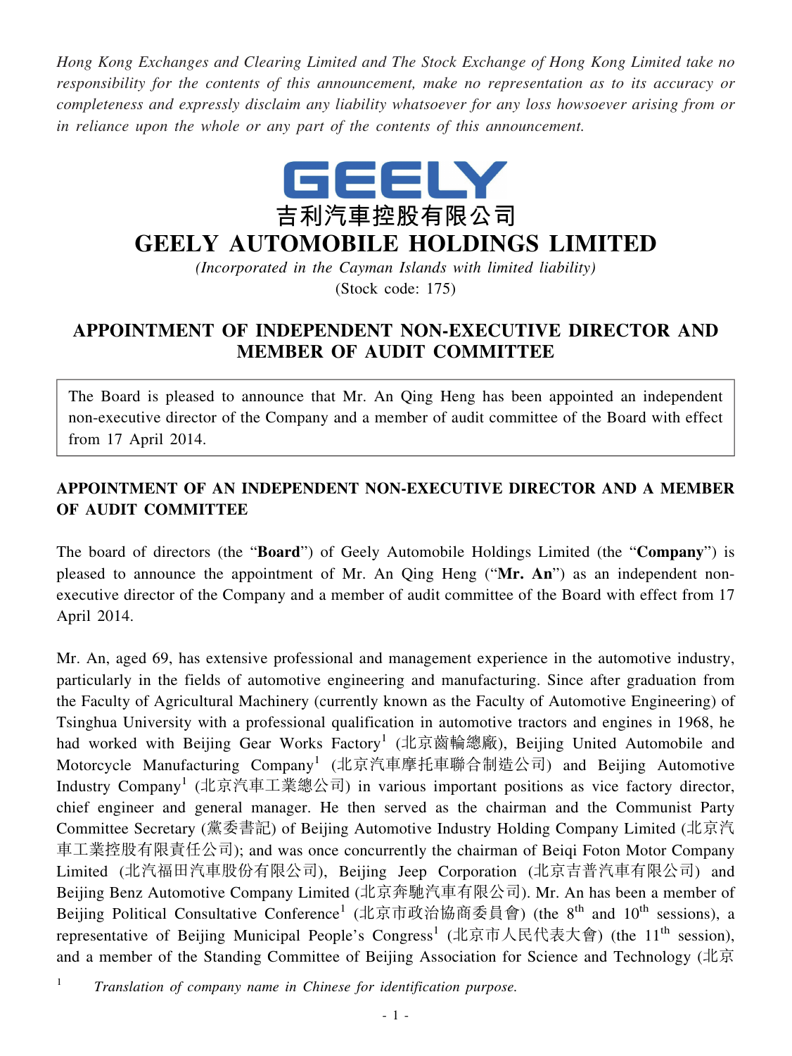*Hong Kong Exchanges and Clearing Limited and The Stock Exchange of Hong Kong Limited take no responsibility for the contents of this announcement, make no representation as to its accuracy or completeness and expressly disclaim any liability whatsoever for any loss howsoever arising from or in reliance upon the whole or any part of the contents of this announcement.*

GEELY

吉利汽車控股有限公司

# GEELY AUTOMOBILE HOLDINGS LIMITED

*(Incorporated in the Cayman Islands with limited liability)*

(Stock code: 175)

## APPOINTMENT OF INDEPENDENT NON-EXECUTIVE DIRECTOR AND MEMBER OF AUDIT COMMITTEE

The Board is pleased to announce that Mr. An Qing Heng has been appointed an independent non-executive director of the Company and a member of audit committee of the Board with effect from 17 April 2014.

### APPOINTMENT OF AN INDEPENDENT NON-EXECUTIVE DIRECTOR AND A MEMBER OF AUDIT COMMITTEE

The board of directors (the "**Board**") of Geely Automobile Holdings Limited (the "**Company**") is pleased to announce the appointment of Mr. An Qing Heng ("**Mr. An**") as an independent non-executive director of the Company and a member of audit committee of the Board with effect from 17 April 2014.

Mr. An, aged 69, has extensive professional and management experience in the automotive industry, particularly in the fields of automotive engineering and manufacturing. Since after graduation from the Faculty of Agricultural Machinery (currently known as the Faculty of Automotive Engineering) of Tsinghua University with a professional qualification in automotive tractors and engines in 1968, he had worked with Beijing Gear Works Factory[1] (北京齒輪總廠), Beijing United Automobile and Motorcycle Manufacturing Company[1] (北京汽車摩托車聯合制造公司) and Beijing Automotive Industry Company[1] (北京汽車工業總公司) in various important positions as vice factory director, chief engineer and general manager. He then served as the chairman and the Communist Party Committee Secretary (黨委書記) of Beijing Automotive Industry Holding Company Limited (北京汽車工業控股有限責任公司); and was once concurrently the chairman of Beiqi Foton Motor Company Limited (北汽福田汽車股份有限公司), Beijing Jeep Corporation (北京吉普汽車有限公司) and Beijing Benz Automotive Company Limited (北京奔馳汽車有限公司). Mr. An has been a member of Beijing Political Consultative Conference[1] (北京市政治協商委員會) (the 8th and 10th sessions), a representative of Beijing Municipal People's Congress[1] (北京市人民代表大會) (the 11th session), and a member of the Standing Committee of Beijing Association for Science and Technology (北京

[1] *Translation of company name in Chinese for identification purpose.*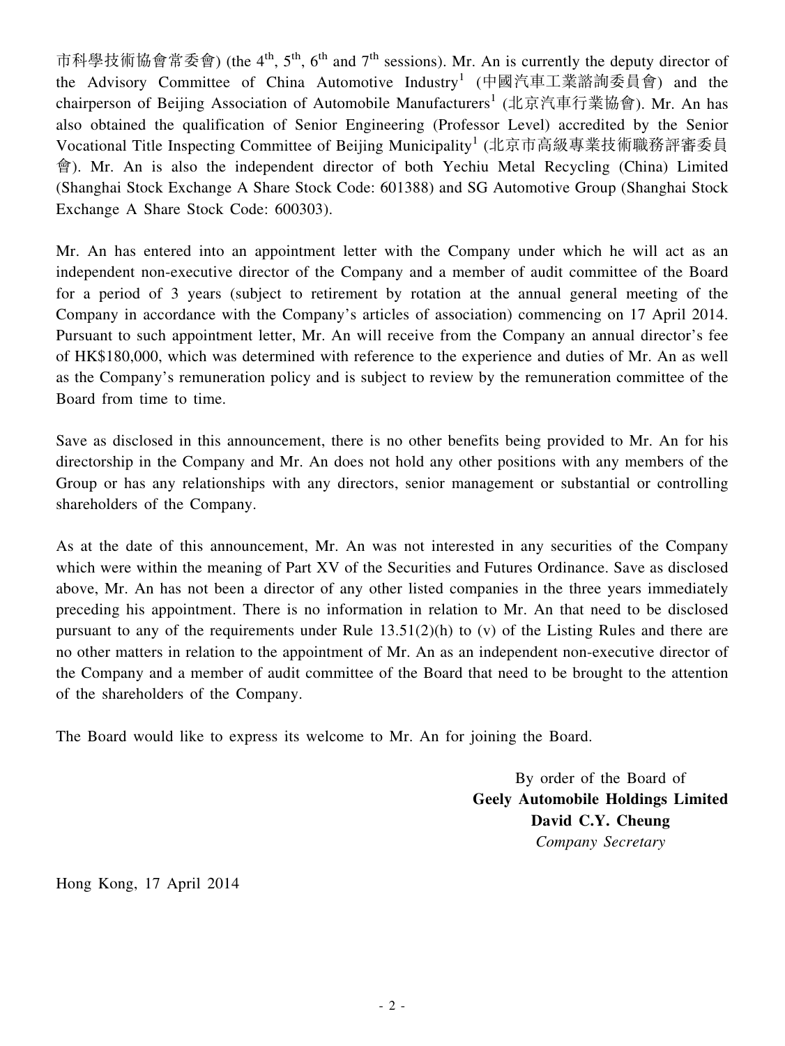市科學技術協會常委會) (the 4th, 5th, 6th and 7th sessions). Mr. An is currently the deputy director of the Advisory Committee of China Automotive Industry[1] (中國汽車工業諮詢委員會) and the chairperson of Beijing Association of Automobile Manufacturers[1] (北京汽車行業協會). Mr. An has also obtained the qualification of Senior Engineering (Professor Level) accredited by the Senior Vocational Title Inspecting Committee of Beijing Municipality[1] (北京市高級專業技術職務評審委員會). Mr. An is also the independent director of both Yechiu Metal Recycling (China) Limited (Shanghai Stock Exchange A Share Stock Code: 601388) and SG Automotive Group (Shanghai Stock Exchange A Share Stock Code: 600303).

Mr. An has entered into an appointment letter with the Company under which he will act as an independent non-executive director of the Company and a member of audit committee of the Board for a period of 3 years (subject to retirement by rotation at the annual general meeting of the Company in accordance with the Company's articles of association) commencing on 17 April 2014. Pursuant to such appointment letter, Mr. An will receive from the Company an annual director's fee of HK$180,000, which was determined with reference to the experience and duties of Mr. An as well as the Company's remuneration policy and is subject to review by the remuneration committee of the Board from time to time.

Save as disclosed in this announcement, there is no other benefits being provided to Mr. An for his directorship in the Company and Mr. An does not hold any other positions with any members of the Group or has any relationships with any directors, senior management or substantial or controlling shareholders of the Company.

As at the date of this announcement, Mr. An was not interested in any securities of the Company which were within the meaning of Part XV of the Securities and Futures Ordinance. Save as disclosed above, Mr. An has not been a director of any other listed companies in the three years immediately preceding his appointment. There is no information in relation to Mr. An that need to be disclosed pursuant to any of the requirements under Rule 13.51(2)(h) to (v) of the Listing Rules and there are no other matters in relation to the appointment of Mr. An as an independent non-executive director of the Company and a member of audit committee of the Board that need to be brought to the attention of the shareholders of the Company.

The Board would like to express its welcome to Mr. An for joining the Board.

By order of the Board of
**Geely Automobile Holdings Limited**
**David C.Y. Cheung**
*Company Secretary*

Hong Kong, 17 April 2014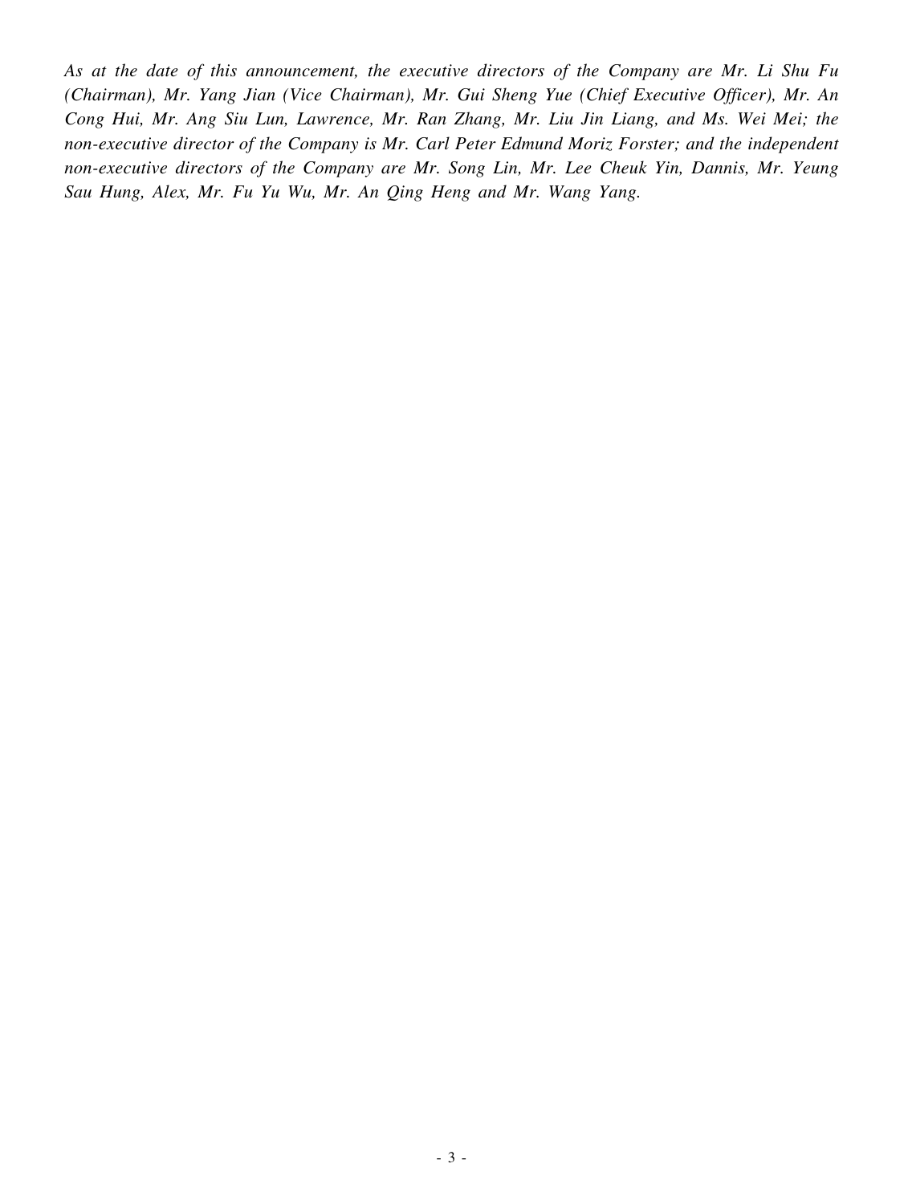*As at the date of this announcement, the executive directors of the Company are Mr. Li Shu Fu (Chairman), Mr. Yang Jian (Vice Chairman), Mr. Gui Sheng Yue (Chief Executive Officer), Mr. An Cong Hui, Mr. Ang Siu Lun, Lawrence, Mr. Ran Zhang, Mr. Liu Jin Liang, and Ms. Wei Mei; the non-executive director of the Company is Mr. Carl Peter Edmund Moriz Forster; and the independent non-executive directors of the Company are Mr. Song Lin, Mr. Lee Cheuk Yin, Dannis, Mr. Yeung Sau Hung, Alex, Mr. Fu Yu Wu, Mr. An Qing Heng and Mr. Wang Yang.*